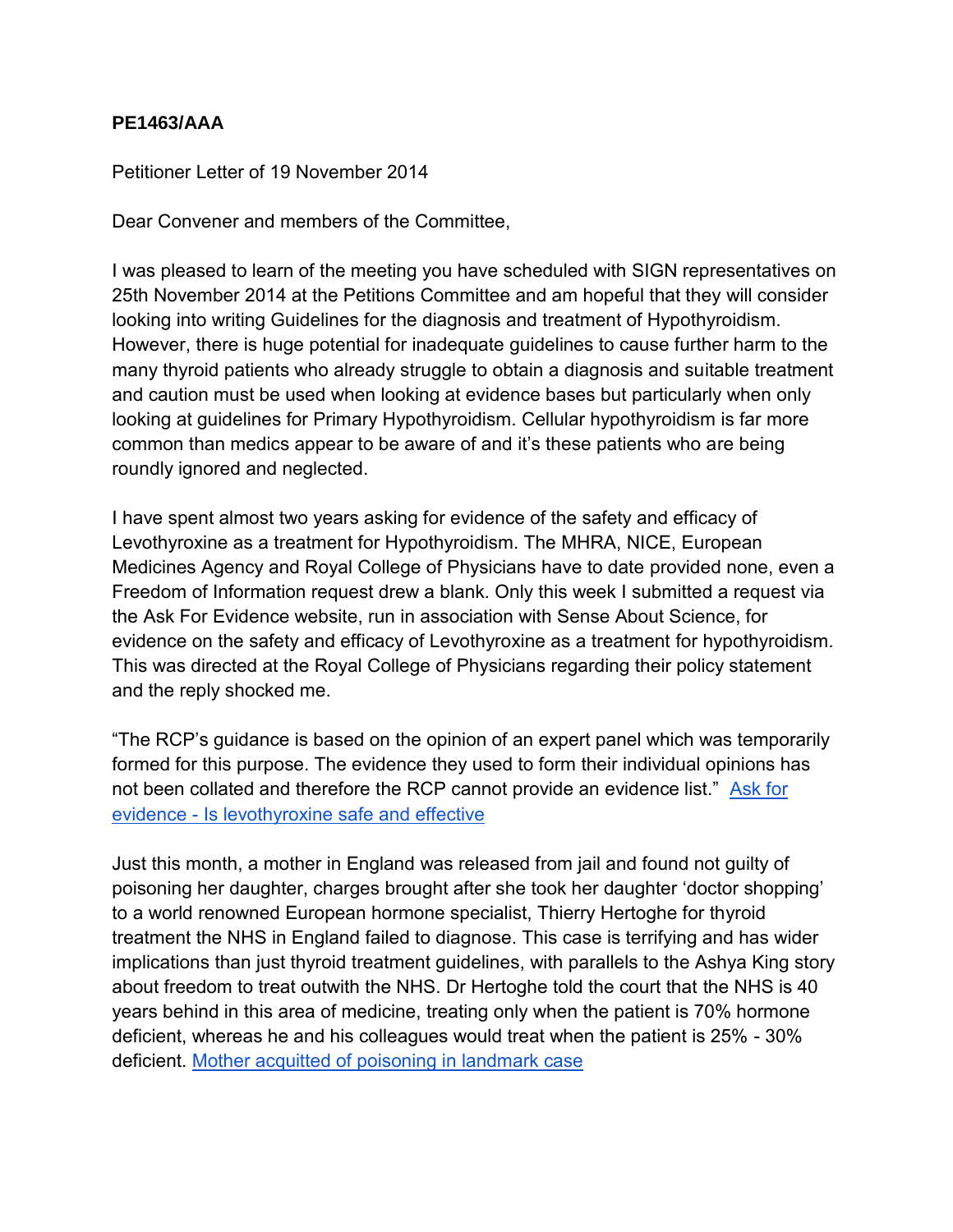**PE1463/AAA**

Petitioner Letter of 19 November 2014

Dear Convener and members of the Committee,

I was pleased to learn of the meeting you have scheduled with SIGN representatives on 25th November 2014 at the Petitions Committee and am hopeful that they will consider looking into writing Guidelines for the diagnosis and treatment of Hypothyroidism. However, there is huge potential for inadequate guidelines to cause further harm to the many thyroid patients who already struggle to obtain a diagnosis and suitable treatment and caution must be used when looking at evidence bases but particularly when only looking at guidelines for Primary Hypothyroidism. Cellular hypothyroidism is far more common than medics appear to be aware of and it's these patients who are being roundly ignored and neglected.

I have spent almost two years asking for evidence of the safety and efficacy of Levothyroxine as a treatment for Hypothyroidism. The MHRA, NICE, European Medicines Agency and Royal College of Physicians have to date provided none, even a Freedom of Information request drew a blank. Only this week I submitted a request via the Ask For Evidence website, run in association with Sense About Science, for evidence on the safety and efficacy of Levothyroxine as a treatment for hypothyroidism. This was directed at the Royal College of Physicians regarding their policy statement and the reply shocked me.

"The RCP's guidance is based on the opinion of an expert panel which was temporarily formed for this purpose. The evidence they used to form their individual opinions has not been collated and therefore the RCP cannot provide an evidence list." Ask for evidence - Is levothyroxine safe and effective

Just this month, a mother in England was released from jail and found not guilty of poisoning her daughter, charges brought after she took her daughter 'doctor shopping' to a world renowned European hormone specialist, Thierry Hertoghe for thyroid treatment the NHS in England failed to diagnose. This case is terrifying and has wider implications than just thyroid treatment guidelines, with parallels to the Ashya King story about freedom to treat outwith the NHS. Dr Hertoghe told the court that the NHS is 40 years behind in this area of medicine, treating only when the patient is 70% hormone deficient, whereas he and his colleagues would treat when the patient is 25% - 30% deficient. Mother acquitted of poisoning in landmark case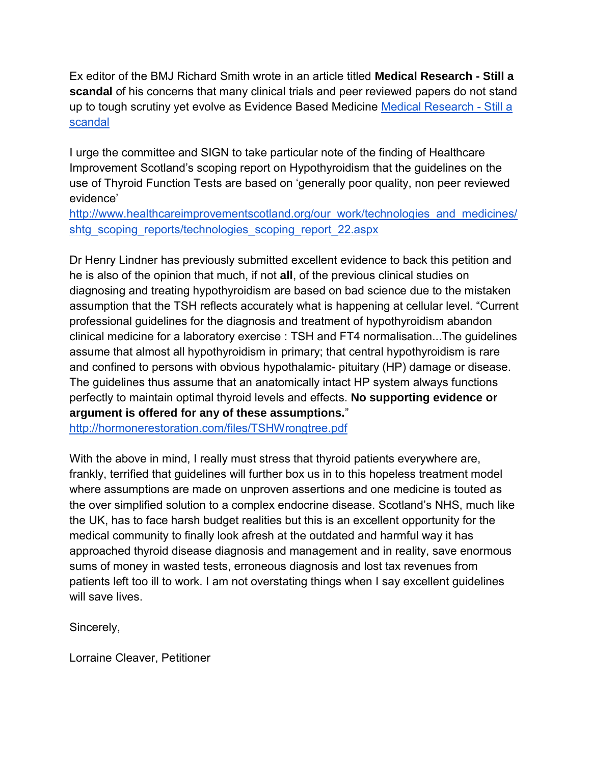Ex editor of the BMJ Richard Smith wrote in an article titled **Medical Research - Still a scandal** of his concerns that many clinical trials and peer reviewed papers do not stand up to tough scrutiny yet evolve as Evidence Based Medicine [Medical Research - Still a scandal]

I urge the committee and SIGN to take particular note of the finding of Healthcare Improvement Scotland's scoping report on Hypothyroidism that the guidelines on the use of Thyroid Function Tests are based on 'generally poor quality, non peer reviewed evidence'
http://www.healthcareimprovementscotland.org/our_work/technologies_and_medicines/shtg_scoping_reports/technologies_scoping_report_22.aspx

Dr Henry Lindner has previously submitted excellent evidence to back this petition and he is also of the opinion that much, if not **all**, of the previous clinical studies on diagnosing and treating hypothyroidism are based on bad science due to the mistaken assumption that the TSH reflects accurately what is happening at cellular level. "Current professional guidelines for the diagnosis and treatment of hypothyroidism abandon clinical medicine for a laboratory exercise : TSH and FT4 normalisation...The guidelines assume that almost all hypothyroidism in primary; that central hypothyroidism is rare and confined to persons with obvious hypothalamic- pituitary (HP) damage or disease. The guidelines thus assume that an anatomically intact HP system always functions perfectly to maintain optimal thyroid levels and effects. **No supporting evidence or argument is offered for any of these assumptions.**"
http://hormonerestoration.com/files/TSHWrongtree.pdf

With the above in mind, I really must stress that thyroid patients everywhere are, frankly, terrified that guidelines will further box us in to this hopeless treatment model where assumptions are made on unproven assertions and one medicine is touted as the over simplified solution to a complex endocrine disease. Scotland's NHS, much like the UK, has to face harsh budget realities but this is an excellent opportunity for the medical community to finally look afresh at the outdated and harmful way it has approached thyroid disease diagnosis and management and in reality, save enormous sums of money in wasted tests, erroneous diagnosis and lost tax revenues from patients left too ill to work. I am not overstating things when I say excellent guidelines will save lives.

Sincerely,

Lorraine Cleaver, Petitioner